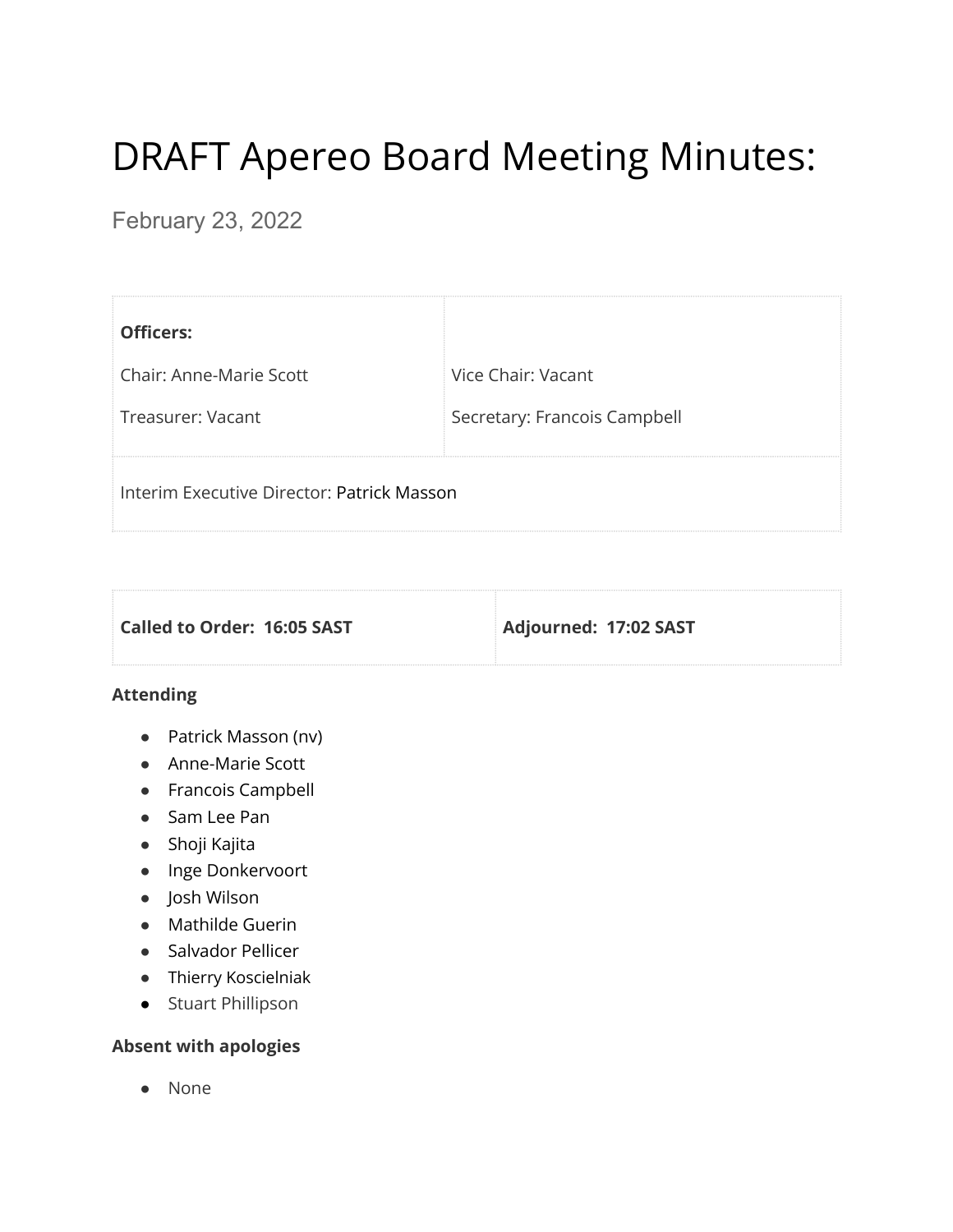# DRAFT Apereo Board Meeting Minutes:

February 23, 2022

| **Officers:** | |
|---|---|
| Chair: Anne-Marie Scott | Vice Chair: Vacant |
| Treasurer: Vacant | Secretary: Francois Campbell |
| Interim Executive Director: Patrick Masson | |

| **Called to Order: 16:05 SAST** | **Adjourned: 17:02 SAST** |
|---|---|

**Attending**

- Patrick Masson (nv)
- Anne-Marie Scott
- Francois Campbell
- Sam Lee Pan
- Shoji Kajita
- Inge Donkervoort
- Josh Wilson
- Mathilde Guerin
- Salvador Pellicer
- Thierry Koscielniak
- Stuart Phillipson

**Absent with apologies**

- None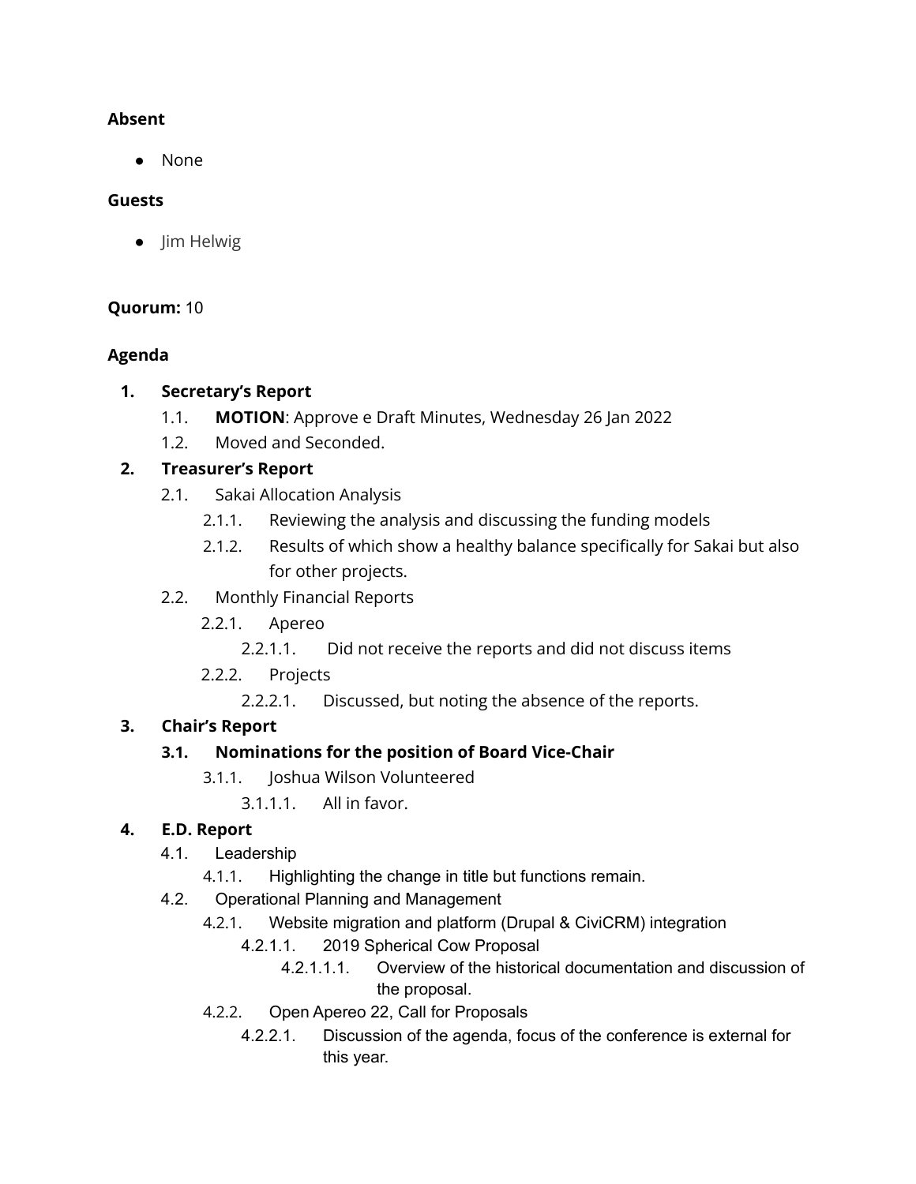**Absent**

- None

**Guests**

- Jim Helwig

**Quorum:** 10

**Agenda**

1. **Secretary's Report**
    1.1. **MOTION**: Approve e Draft Minutes, Wednesday 26 Jan 2022
    1.2. Moved and Seconded.
2. **Treasurer's Report**
    2.1. Sakai Allocation Analysis
        2.1.1. Reviewing the analysis and discussing the funding models
        2.1.2. Results of which show a healthy balance specifically for Sakai but also for other projects.
    2.2. Monthly Financial Reports
        2.2.1. Apereo
            2.2.1.1. Did not receive the reports and did not discuss items
        2.2.2. Projects
            2.2.2.1. Discussed, but noting the absence of the reports.
3. **Chair's Report**
    **3.1. Nominations for the position of Board Vice-Chair**
        3.1.1. Joshua Wilson Volunteered
            3.1.1.1. All in favor.
4. **E.D. Report**
    4.1. Leadership
        4.1.1. Highlighting the change in title but functions remain.
    4.2. Operational Planning and Management
        4.2.1. Website migration and platform (Drupal & CiviCRM) integration
            4.2.1.1. 2019 Spherical Cow Proposal
                4.2.1.1.1. Overview of the historical documentation and discussion of the proposal.
        4.2.2. Open Apereo 22, Call for Proposals
            4.2.2.1. Discussion of the agenda, focus of the conference is external for this year.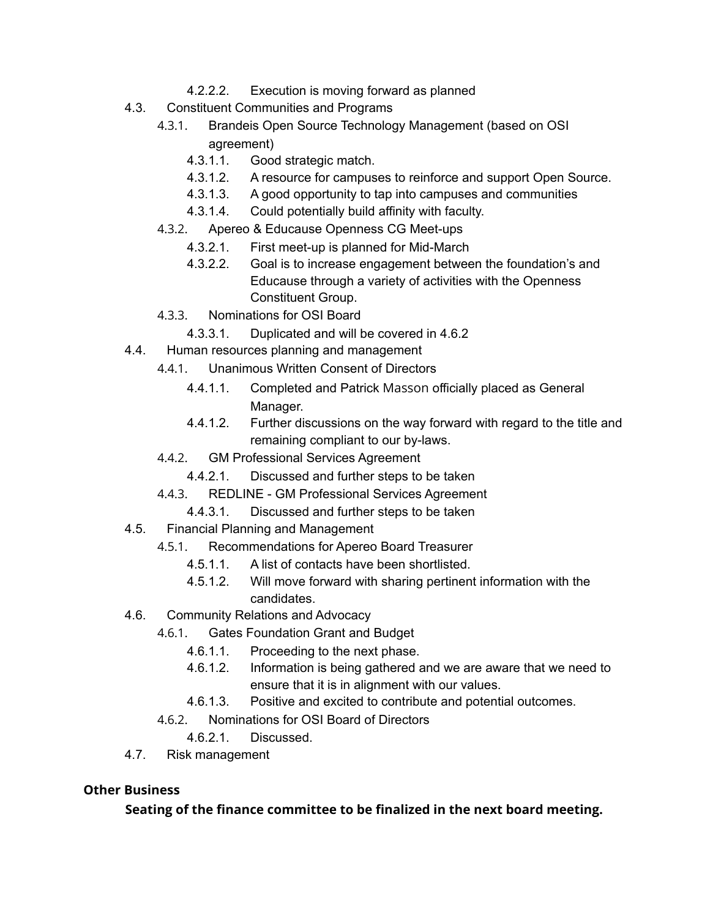- 4.2.2.2. Execution is moving forward as planned
- 4.3. Constituent Communities and Programs
  - 4.3.1. Brandeis Open Source Technology Management (based on OSI agreement)
    - 4.3.1.1. Good strategic match.
    - 4.3.1.2. A resource for campuses to reinforce and support Open Source.
    - 4.3.1.3. A good opportunity to tap into campuses and communities
    - 4.3.1.4. Could potentially build affinity with faculty.
  - 4.3.2. Apereo & Educause Openness CG Meet-ups
    - 4.3.2.1. First meet-up is planned for Mid-March
    - 4.3.2.2. Goal is to increase engagement between the foundation's and Educause through a variety of activities with the Openness Constituent Group.
  - 4.3.3. Nominations for OSI Board
    - 4.3.3.1. Duplicated and will be covered in 4.6.2
- 4.4. Human resources planning and management
  - 4.4.1. Unanimous Written Consent of Directors
    - 4.4.1.1. Completed and Patrick Masson officially placed as General Manager.
    - 4.4.1.2. Further discussions on the way forward with regard to the title and remaining compliant to our by-laws.
  - 4.4.2. GM Professional Services Agreement
    - 4.4.2.1. Discussed and further steps to be taken
  - 4.4.3. REDLINE - GM Professional Services Agreement
    - 4.4.3.1. Discussed and further steps to be taken
- 4.5. Financial Planning and Management
  - 4.5.1. Recommendations for Apereo Board Treasurer
    - 4.5.1.1. A list of contacts have been shortlisted.
    - 4.5.1.2. Will move forward with sharing pertinent information with the candidates.
- 4.6. Community Relations and Advocacy
  - 4.6.1. Gates Foundation Grant and Budget
    - 4.6.1.1. Proceeding to the next phase.
    - 4.6.1.2. Information is being gathered and we are aware that we need to ensure that it is in alignment with our values.
    - 4.6.1.3. Positive and excited to contribute and potential outcomes.
  - 4.6.2. Nominations for OSI Board of Directors
    - 4.6.2.1. Discussed.
- 4.7. Risk management

**Other Business**

**Seating of the finance committee to be finalized in the next board meeting.**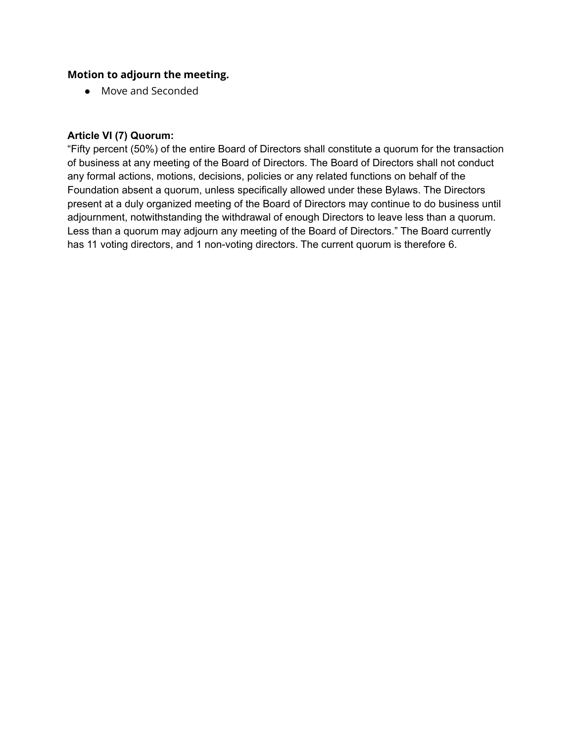**Motion to adjourn the meeting.**

- Move and Seconded

**Article VI (7) Quorum:**

"Fifty percent (50%) of the entire Board of Directors shall constitute a quorum for the transaction of business at any meeting of the Board of Directors. The Board of Directors shall not conduct any formal actions, motions, decisions, policies or any related functions on behalf of the Foundation absent a quorum, unless specifically allowed under these Bylaws. The Directors present at a duly organized meeting of the Board of Directors may continue to do business until adjournment, notwithstanding the withdrawal of enough Directors to leave less than a quorum. Less than a quorum may adjourn any meeting of the Board of Directors." The Board currently has 11 voting directors, and 1 non-voting directors. The current quorum is therefore 6.